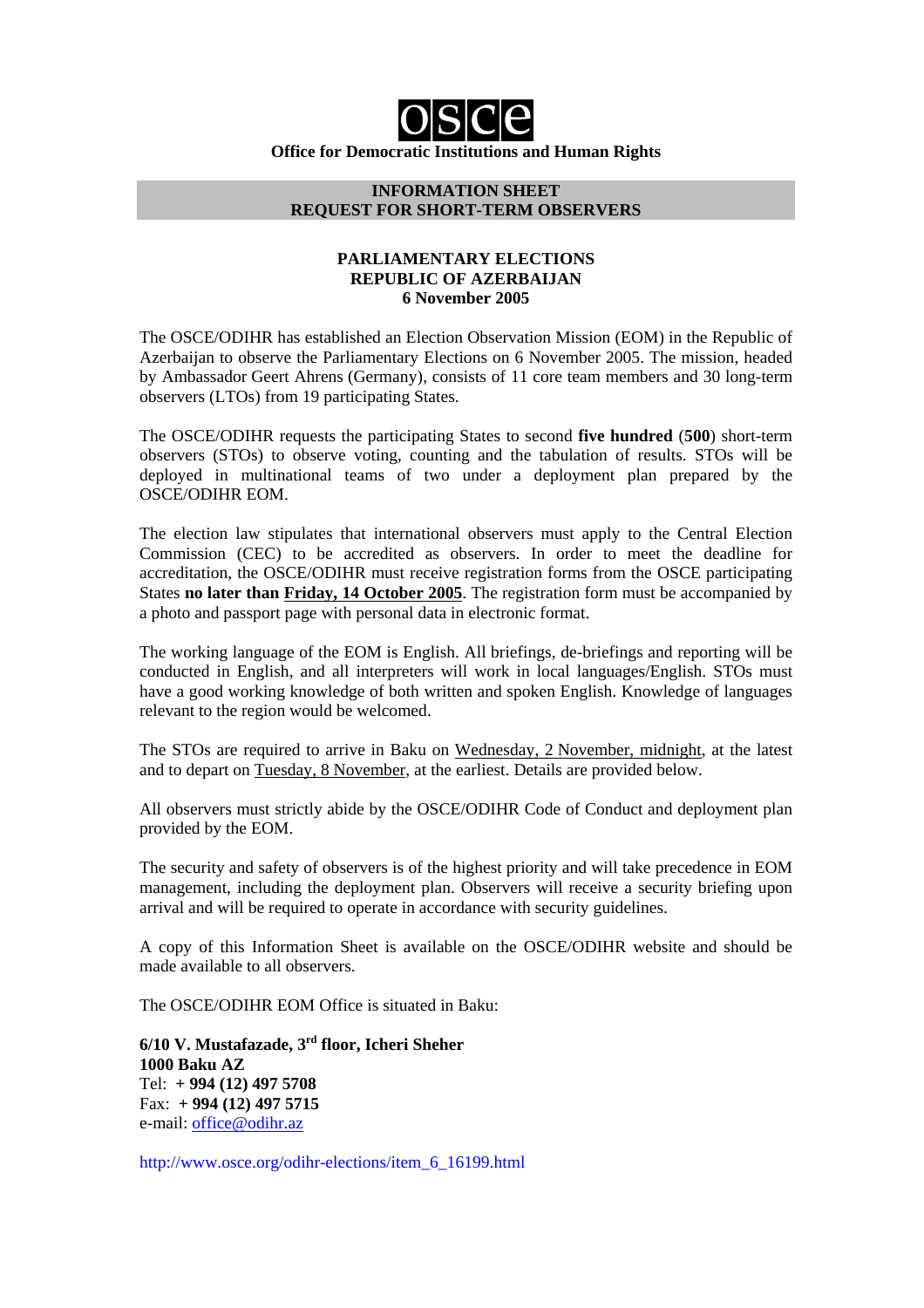# OSCE

**Office for Democratic Institutions and Human Rights**

## INFORMATION SHEET
## REQUEST FOR SHORT-TERM OBSERVERS

### PARLIAMENTARY ELECTIONS
### REPUBLIC OF AZERBAIJAN
### 6 November 2005

The OSCE/ODIHR has established an Election Observation Mission (EOM) in the Republic of Azerbaijan to observe the Parliamentary Elections on 6 November 2005. The mission, headed by Ambassador Geert Ahrens (Germany), consists of 11 core team members and 30 long-term observers (LTOs) from 19 participating States.

The OSCE/ODIHR requests the participating States to second **five hundred** (**500**) short-term observers (STOs) to observe voting, counting and the tabulation of results. STOs will be deployed in multinational teams of two under a deployment plan prepared by the OSCE/ODIHR EOM.

The election law stipulates that international observers must apply to the Central Election Commission (CEC) to be accredited as observers. In order to meet the deadline for accreditation, the OSCE/ODIHR must receive registration forms from the OSCE participating States **no later than Friday, 14 October 2005**. The registration form must be accompanied by a photo and passport page with personal data in electronic format.

The working language of the EOM is English. All briefings, de-briefings and reporting will be conducted in English, and all interpreters will work in local languages/English. STOs must have a good working knowledge of both written and spoken English. Knowledge of languages relevant to the region would be welcomed.

The STOs are required to arrive in Baku on Wednesday, 2 November, midnight, at the latest and to depart on Tuesday, 8 November, at the earliest. Details are provided below.

All observers must strictly abide by the OSCE/ODIHR Code of Conduct and deployment plan provided by the EOM.

The security and safety of observers is of the highest priority and will take precedence in EOM management, including the deployment plan. Observers will receive a security briefing upon arrival and will be required to operate in accordance with security guidelines.

A copy of this Information Sheet is available on the OSCE/ODIHR website and should be made available to all observers.

The OSCE/ODIHR EOM Office is situated in Baku:

**6/10 V. Mustafazade, 3rd floor, Icheri Sheher**
**1000 Baku AZ**
Tel: **+ 994 (12) 497 5708**
Fax: **+ 994 (12) 497 5715**
e-mail: office@odihr.az

http://www.osce.org/odihr-elections/item_6_16199.html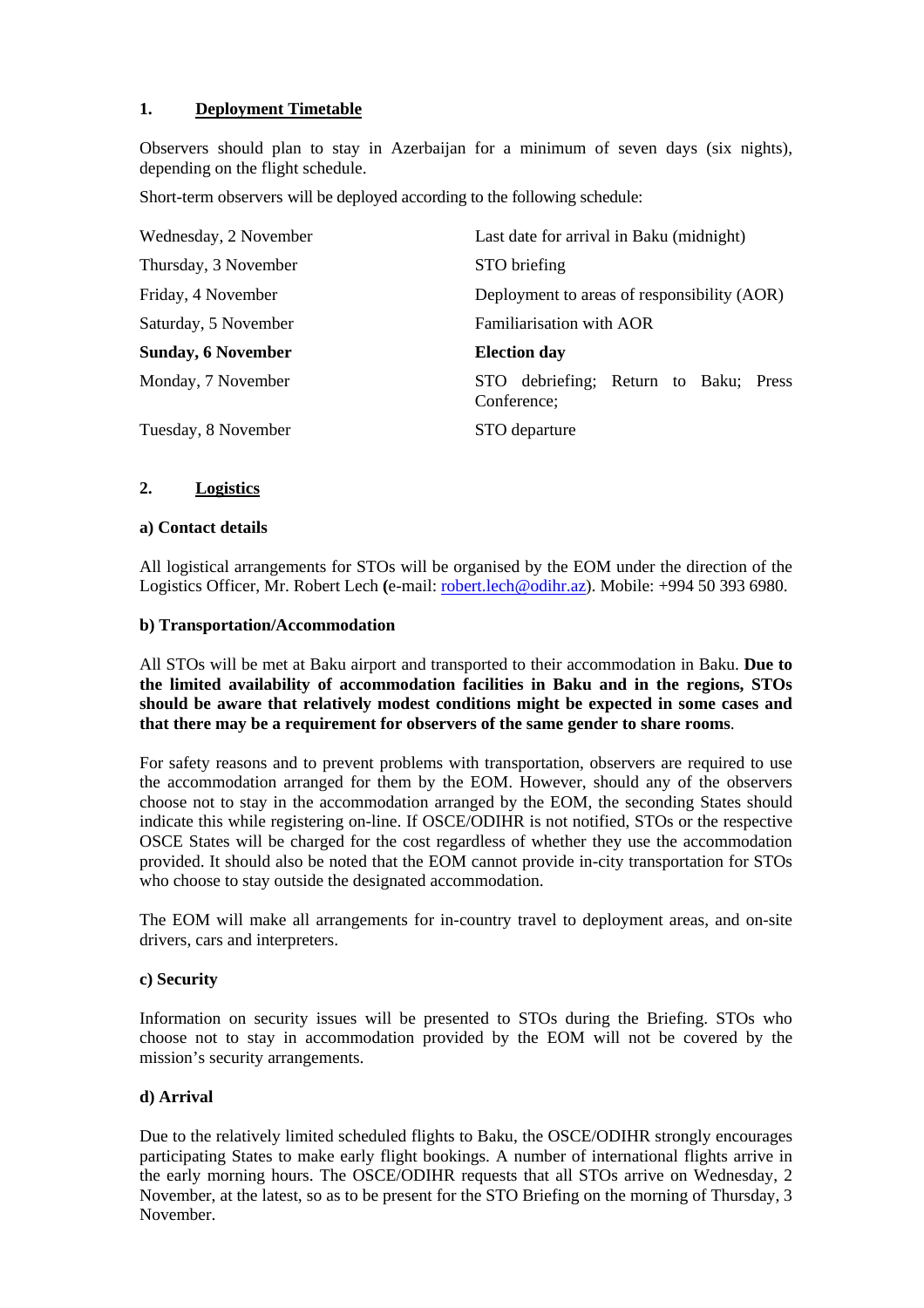## 1. Deployment Timetable

Observers should plan to stay in Azerbaijan for a minimum of seven days (six nights), depending on the flight schedule.

Short-term observers will be deployed according to the following schedule:

| | |
|---|---|
| Wednesday, 2 November | Last date for arrival in Baku (midnight) |
| Thursday, 3 November | STO briefing |
| Friday, 4 November | Deployment to areas of responsibility (AOR) |
| Saturday, 5 November | Familiarisation with AOR |
| **Sunday, 6 November** | **Election day** |
| Monday, 7 November | STO debriefing; Return to Baku; Press Conference; |
| Tuesday, 8 November | STO departure |

## 2. Logistics

### a) Contact details

All logistical arrangements for STOs will be organised by the EOM under the direction of the Logistics Officer, Mr. Robert Lech **(**e-mail: robert.lech@odihr.az). Mobile: +994 50 393 6980.

### b) Transportation/Accommodation

All STOs will be met at Baku airport and transported to their accommodation in Baku. **Due to the limited availability of accommodation facilities in Baku and in the regions, STOs should be aware that relatively modest conditions might be expected in some cases and that there may be a requirement for observers of the same gender to share rooms**.

For safety reasons and to prevent problems with transportation, observers are required to use the accommodation arranged for them by the EOM. However, should any of the observers choose not to stay in the accommodation arranged by the EOM, the seconding States should indicate this while registering on-line. If OSCE/ODIHR is not notified, STOs or the respective OSCE States will be charged for the cost regardless of whether they use the accommodation provided. It should also be noted that the EOM cannot provide in-city transportation for STOs who choose to stay outside the designated accommodation.

The EOM will make all arrangements for in-country travel to deployment areas, and on-site drivers, cars and interpreters.

### c) Security

Information on security issues will be presented to STOs during the Briefing. STOs who choose not to stay in accommodation provided by the EOM will not be covered by the mission's security arrangements.

### d) Arrival

Due to the relatively limited scheduled flights to Baku, the OSCE/ODIHR strongly encourages participating States to make early flight bookings. A number of international flights arrive in the early morning hours. The OSCE/ODIHR requests that all STOs arrive on Wednesday, 2 November, at the latest, so as to be present for the STO Briefing on the morning of Thursday, 3 November.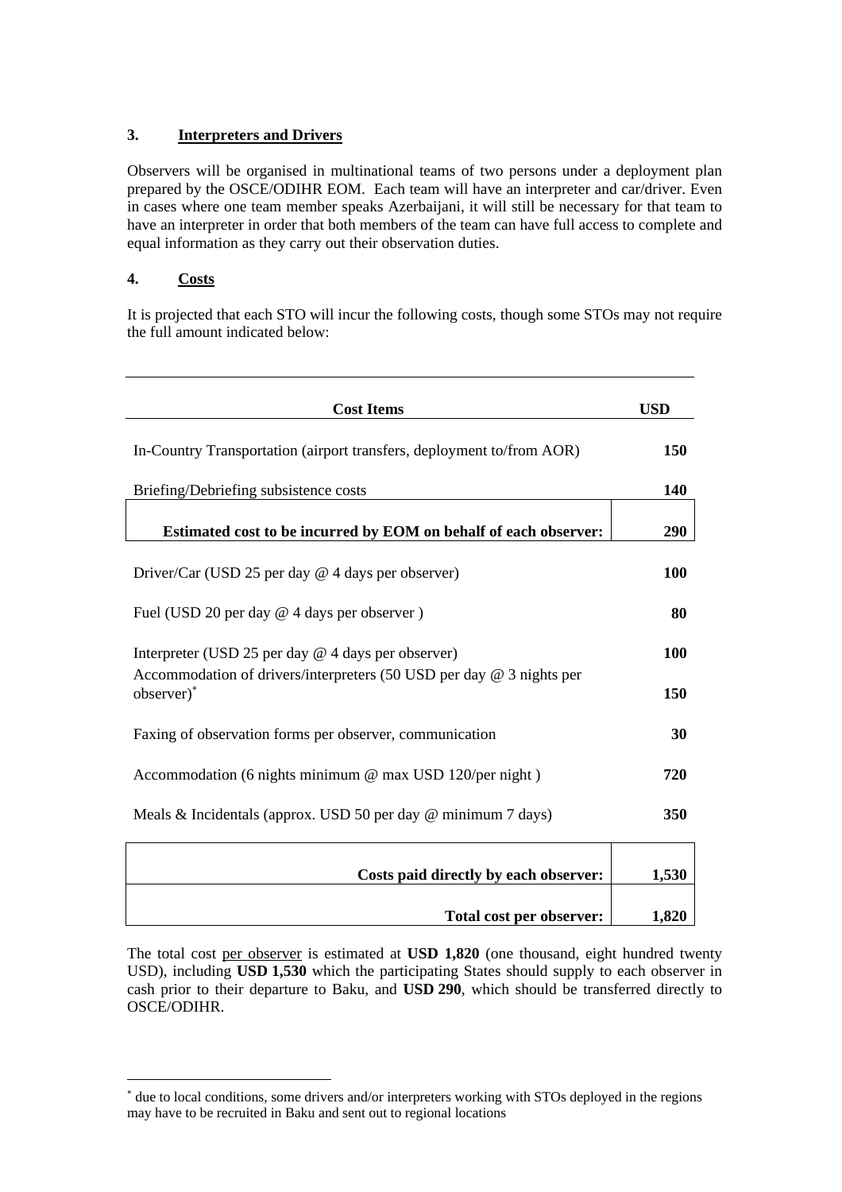### 3. Interpreters and Drivers

Observers will be organised in multinational teams of two persons under a deployment plan prepared by the OSCE/ODIHR EOM. Each team will have an interpreter and car/driver. Even in cases where one team member speaks Azerbaijani, it will still be necessary for that team to have an interpreter in order that both members of the team can have full access to complete and equal information as they carry out their observation duties.

### 4. Costs

It is projected that each STO will incur the following costs, though some STOs may not require the full amount indicated below:

| Cost Items | USD |
|---|---|
| In-Country Transportation (airport transfers, deployment to/from AOR) | **150** |
| Briefing/Debriefing subsistence costs | **140** |
| **Estimated cost to be incurred by EOM on behalf of each observer:** | **290** |
| Driver/Car (USD 25 per day @ 4 days per observer) | **100** |
| Fuel (USD 20 per day @ 4 days per observer ) | **80** |
| Interpreter (USD 25 per day @ 4 days per observer) | **100** |
| Accommodation of drivers/interpreters (50 USD per day @ 3 nights per observer)* | **150** |
| Faxing of observation forms per observer, communication | **30** |
| Accommodation (6 nights minimum @ max USD 120/per night ) | **720** |
| Meals & Incidentals (approx. USD 50 per day @ minimum 7 days) | **350** |
| **Costs paid directly by each observer:** | **1,530** |
| **Total cost per observer:** | **1,820** |

The total cost <u>per observer</u> is estimated at **USD 1,820** (one thousand, eight hundred twenty USD), including **USD 1,530** which the participating States should supply to each observer in cash prior to their departure to Baku, and **USD 290**, which should be transferred directly to OSCE/ODIHR.

* due to local conditions, some drivers and/or interpreters working with STOs deployed in the regions may have to be recruited in Baku and sent out to regional locations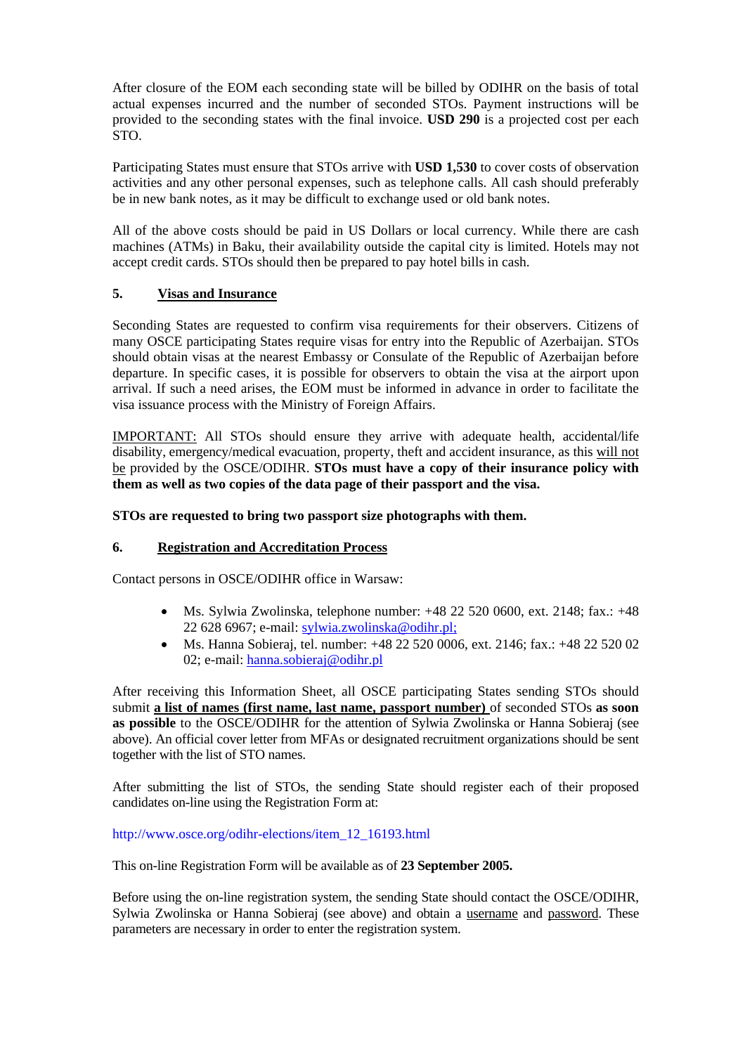After closure of the EOM each seconding state will be billed by ODIHR on the basis of total actual expenses incurred and the number of seconded STOs. Payment instructions will be provided to the seconding states with the final invoice. **USD 290** is a projected cost per each STO.

Participating States must ensure that STOs arrive with **USD 1,530** to cover costs of observation activities and any other personal expenses, such as telephone calls. All cash should preferably be in new bank notes, as it may be difficult to exchange used or old bank notes.

All of the above costs should be paid in US Dollars or local currency. While there are cash machines (ATMs) in Baku, their availability outside the capital city is limited. Hotels may not accept credit cards. STOs should then be prepared to pay hotel bills in cash.

## 5. Visas and Insurance

Seconding States are requested to confirm visa requirements for their observers. Citizens of many OSCE participating States require visas for entry into the Republic of Azerbaijan. STOs should obtain visas at the nearest Embassy or Consulate of the Republic of Azerbaijan before departure. In specific cases, it is possible for observers to obtain the visa at the airport upon arrival. If such a need arises, the EOM must be informed in advance in order to facilitate the visa issuance process with the Ministry of Foreign Affairs.

IMPORTANT: All STOs should ensure they arrive with adequate health, accidental/life disability, emergency/medical evacuation, property, theft and accident insurance, as this will not be provided by the OSCE/ODIHR. **STOs must have a copy of their insurance policy with them as well as two copies of the data page of their passport and the visa.**

**STOs are requested to bring two passport size photographs with them.**

## 6. Registration and Accreditation Process

Contact persons in OSCE/ODIHR office in Warsaw:

- Ms. Sylwia Zwolinska, telephone number: +48 22 520 0600, ext. 2148; fax.: +48 22 628 6967; e-mail: sylwia.zwolinska@odihr.pl;
- Ms. Hanna Sobieraj, tel. number: +48 22 520 0006, ext. 2146; fax.: +48 22 520 02 02; e-mail: hanna.sobieraj@odihr.pl

After receiving this Information Sheet, all OSCE participating States sending STOs should submit **a list of names (first name, last name, passport number)** of seconded STOs **as soon as possible** to the OSCE/ODIHR for the attention of Sylwia Zwolinska or Hanna Sobieraj (see above). An official cover letter from MFAs or designated recruitment organizations should be sent together with the list of STO names.

After submitting the list of STOs, the sending State should register each of their proposed candidates on-line using the Registration Form at:

http://www.osce.org/odihr-elections/item_12_16193.html

This on-line Registration Form will be available as of **23 September 2005.**

Before using the on-line registration system, the sending State should contact the OSCE/ODIHR, Sylwia Zwolinska or Hanna Sobieraj (see above) and obtain a username and password. These parameters are necessary in order to enter the registration system.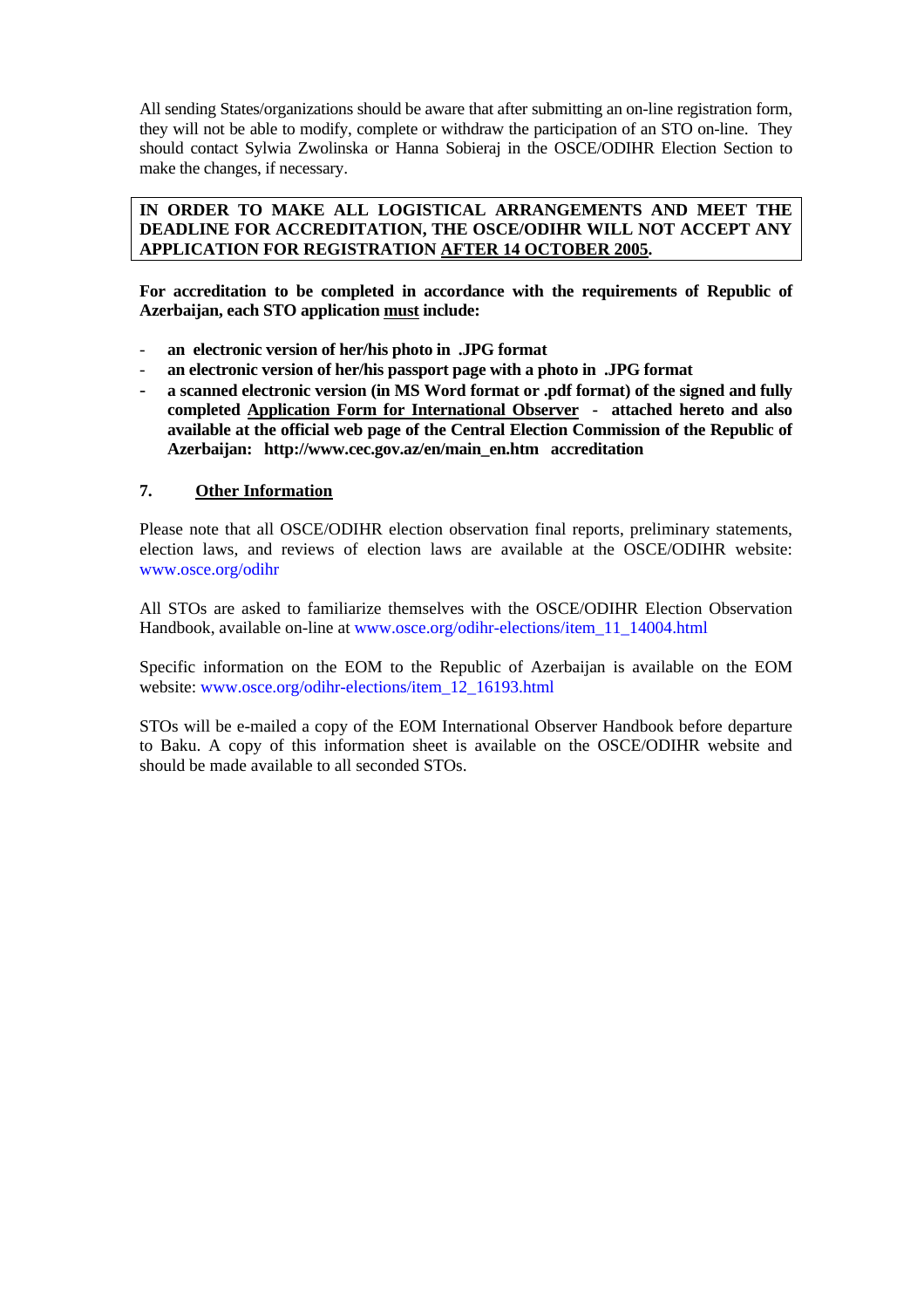All sending States/organizations should be aware that after submitting an on-line registration form, they will not be able to modify, complete or withdraw the participation of an STO on-line. They should contact Sylwia Zwolinska or Hanna Sobieraj in the OSCE/ODIHR Election Section to make the changes, if necessary.

**IN ORDER TO MAKE ALL LOGISTICAL ARRANGEMENTS AND MEET THE DEADLINE FOR ACCREDITATION, THE OSCE/ODIHR WILL NOT ACCEPT ANY APPLICATION FOR REGISTRATION <u>AFTER 14 OCTOBER 2005</u>.**

**For accreditation to be completed in accordance with the requirements of Republic of Azerbaijan, each STO application <u>must</u> include:**

- **an electronic version of her/his photo in .JPG format**
- **an electronic version of her/his passport page with a photo in .JPG format**
- **a scanned electronic version (in MS Word format or .pdf format) of the signed and fully completed <u>Application Form for International Observer</u> - attached hereto and also available at the official web page of the Central Election Commission of the Republic of Azerbaijan: http://www.cec.gov.az/en/main_en.htm accreditation**

## 7. <u>Other Information</u>

Please note that all OSCE/ODIHR election observation final reports, preliminary statements, election laws, and reviews of election laws are available at the OSCE/ODIHR website: www.osce.org/odihr

All STOs are asked to familiarize themselves with the OSCE/ODIHR Election Observation Handbook, available on-line at www.osce.org/odihr-elections/item_11_14004.html

Specific information on the EOM to the Republic of Azerbaijan is available on the EOM website: www.osce.org/odihr-elections/item_12_16193.html

STOs will be e-mailed a copy of the EOM International Observer Handbook before departure to Baku. A copy of this information sheet is available on the OSCE/ODIHR website and should be made available to all seconded STOs.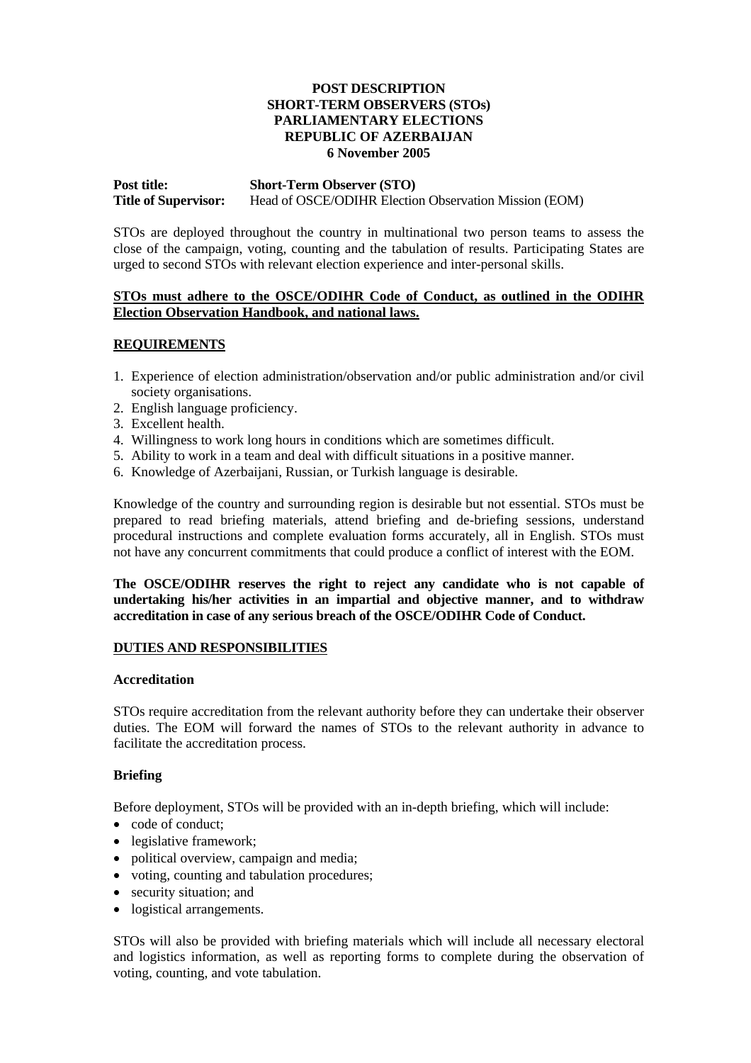**POST DESCRIPTION**
**SHORT-TERM OBSERVERS (STOs)**
**PARLIAMENTARY ELECTIONS**
**REPUBLIC OF AZERBAIJAN**
**6 November 2005**

**Post title:** **Short-Term Observer (STO)**
**Title of Supervisor:** Head of OSCE/ODIHR Election Observation Mission (EOM)

STOs are deployed throughout the country in multinational two person teams to assess the close of the campaign, voting, counting and the tabulation of results. Participating States are urged to second STOs with relevant election experience and inter-personal skills.

**STOs must adhere to the OSCE/ODIHR Code of Conduct, as outlined in the ODIHR Election Observation Handbook, and national laws.**

## REQUIREMENTS

1. Experience of election administration/observation and/or public administration and/or civil society organisations.
2. English language proficiency.
3. Excellent health.
4. Willingness to work long hours in conditions which are sometimes difficult.
5. Ability to work in a team and deal with difficult situations in a positive manner.
6. Knowledge of Azerbaijani, Russian, or Turkish language is desirable.

Knowledge of the country and surrounding region is desirable but not essential. STOs must be prepared to read briefing materials, attend briefing and de-briefing sessions, understand procedural instructions and complete evaluation forms accurately, all in English. STOs must not have any concurrent commitments that could produce a conflict of interest with the EOM.

**The OSCE/ODIHR reserves the right to reject any candidate who is not capable of undertaking his/her activities in an impartial and objective manner, and to withdraw accreditation in case of any serious breach of the OSCE/ODIHR Code of Conduct.**

## DUTIES AND RESPONSIBILITIES

### Accreditation

STOs require accreditation from the relevant authority before they can undertake their observer duties. The EOM will forward the names of STOs to the relevant authority in advance to facilitate the accreditation process.

### Briefing

Before deployment, STOs will be provided with an in-depth briefing, which will include:

- code of conduct;
- legislative framework;
- political overview, campaign and media;
- voting, counting and tabulation procedures;
- security situation; and
- logistical arrangements.

STOs will also be provided with briefing materials which will include all necessary electoral and logistics information, as well as reporting forms to complete during the observation of voting, counting, and vote tabulation.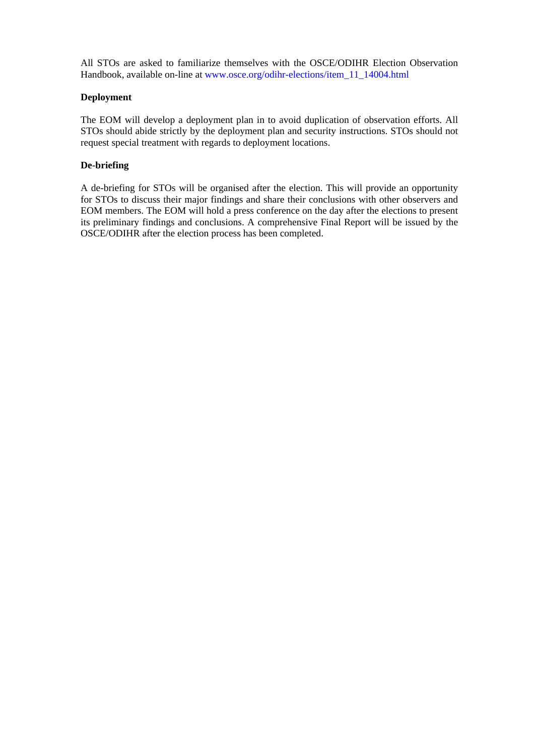All STOs are asked to familiarize themselves with the OSCE/ODIHR Election Observation Handbook, available on-line at www.osce.org/odihr-elections/item_11_14004.html

**Deployment**

The EOM will develop a deployment plan in to avoid duplication of observation efforts. All STOs should abide strictly by the deployment plan and security instructions. STOs should not request special treatment with regards to deployment locations.

**De-briefing**

A de-briefing for STOs will be organised after the election. This will provide an opportunity for STOs to discuss their major findings and share their conclusions with other observers and EOM members. The EOM will hold a press conference on the day after the elections to present its preliminary findings and conclusions. A comprehensive Final Report will be issued by the OSCE/ODIHR after the election process has been completed.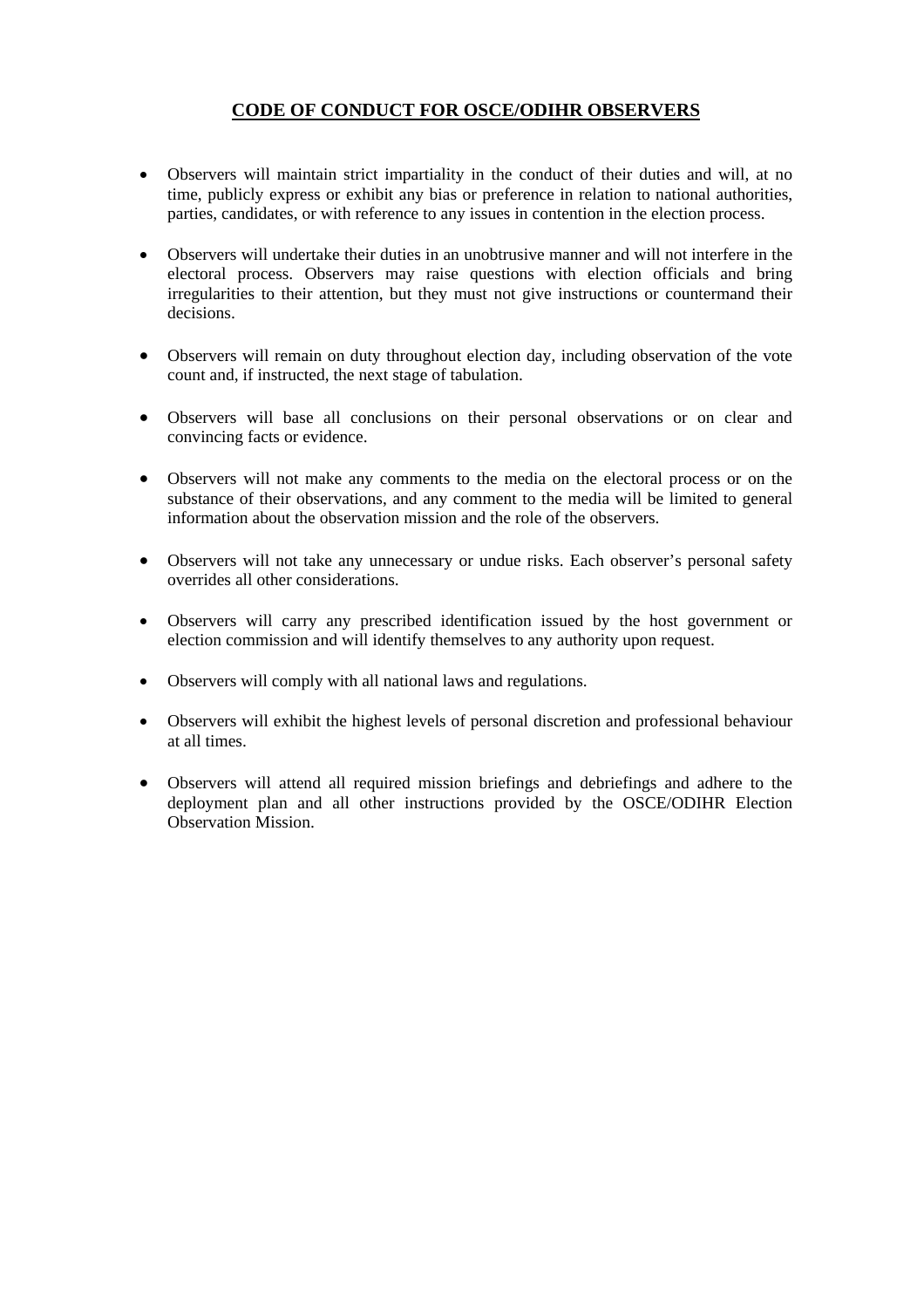# CODE OF CONDUCT FOR OSCE/ODIHR OBSERVERS

- Observers will maintain strict impartiality in the conduct of their duties and will, at no time, publicly express or exhibit any bias or preference in relation to national authorities, parties, candidates, or with reference to any issues in contention in the election process.

- Observers will undertake their duties in an unobtrusive manner and will not interfere in the electoral process. Observers may raise questions with election officials and bring irregularities to their attention, but they must not give instructions or countermand their decisions.

- Observers will remain on duty throughout election day, including observation of the vote count and, if instructed, the next stage of tabulation.

- Observers will base all conclusions on their personal observations or on clear and convincing facts or evidence.

- Observers will not make any comments to the media on the electoral process or on the substance of their observations, and any comment to the media will be limited to general information about the observation mission and the role of the observers.

- Observers will not take any unnecessary or undue risks. Each observer's personal safety overrides all other considerations.

- Observers will carry any prescribed identification issued by the host government or election commission and will identify themselves to any authority upon request.

- Observers will comply with all national laws and regulations.

- Observers will exhibit the highest levels of personal discretion and professional behaviour at all times.

- Observers will attend all required mission briefings and debriefings and adhere to the deployment plan and all other instructions provided by the OSCE/ODIHR Election Observation Mission.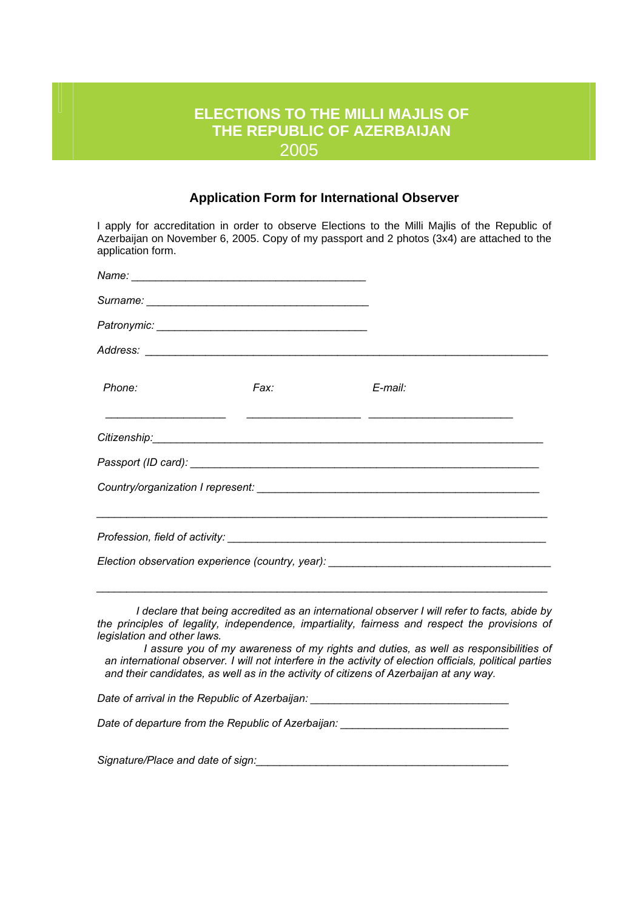# ELECTIONS TO THE MILLI MAJLIS OF THE REPUBLIC OF AZERBAIJAN 2005

## Application Form for International Observer

I apply for accreditation in order to observe Elections to the Milli Majlis of the Republic of Azerbaijan on November 6, 2005. Copy of my passport and 2 photos (3x4) are attached to the application form.

*Name:* ________________________________________

*Surname:* ______________________________________

*Patronymic:* ____________________________________

*Address:* ______________________________________________________________________

| *Phone:* | *Fax:* | *E-mail:* |
|---|---|---|
| ____________________ | ___________________ | ________________________ |

*Citizenship:*________________________________________________________________

*Passport (ID card):* __________________________________________________________

*Country/organization I represent:* _______________________________________________

_____________________________________________________________________________

*Profession, field of activity:* ___________________________________________________

*Election observation experience (country, year):* _____________________________________

_____________________________________________________________________________

*I declare that being accredited as an international observer I will refer to facts, abide by the principles of legality, independence, impartiality, fairness and respect the provisions of legislation and other laws.*

*I assure you of my awareness of my rights and duties, as well as responsibilities of an international observer. I will not interfere in the activity of election officials, political parties and their candidates, as well as in the activity of citizens of Azerbaijan at any way.*

*Date of arrival in the Republic of Azerbaijan:* _________________________________

*Date of departure from the Republic of Azerbaijan:* _____________________________

*Signature/Place and date of sign:*___________________________________________